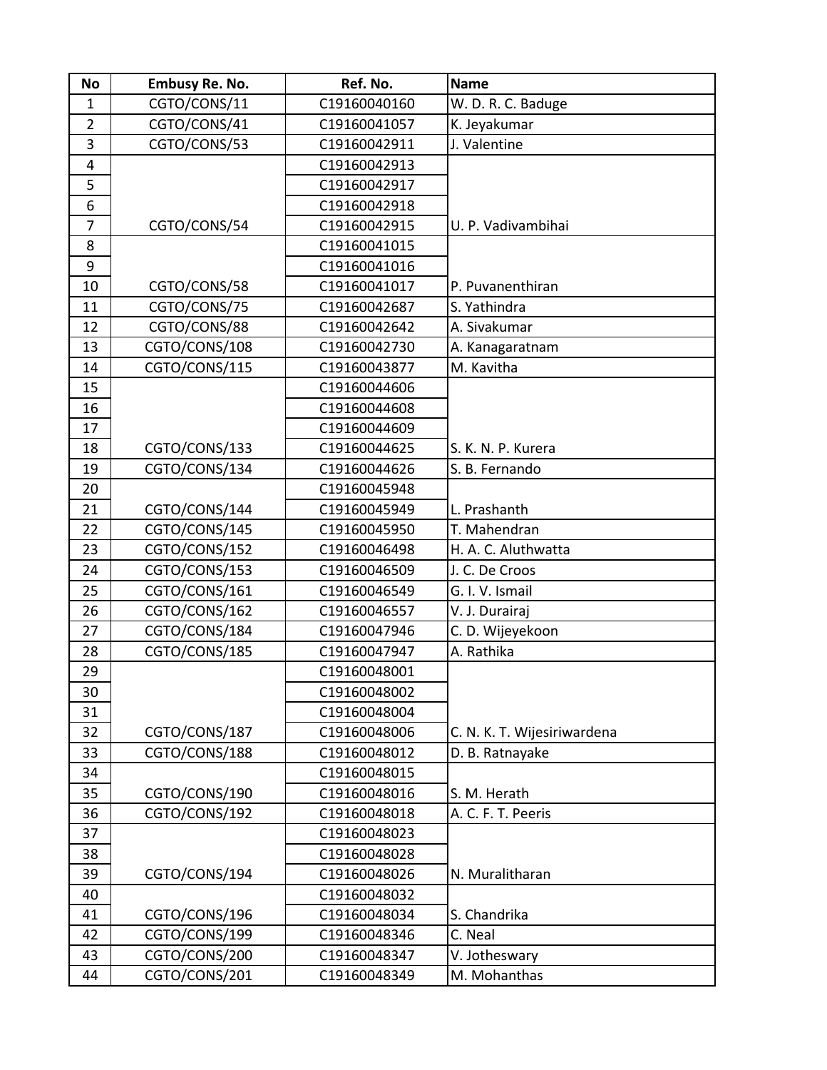| No | Embusy Re. No. | Ref. No. | Name |
| --- | --- | --- | --- |
| 1 | CGTO/CONS/11 | C19160040160 | W. D. R. C. Baduge |
| 2 | CGTO/CONS/41 | C19160041057 | K. Jeyakumar |
| 3 | CGTO/CONS/53 | C19160042911 | J. Valentine |
| 4 | | C19160042913 | |
| 5 | | C19160042917 | |
| 6 | | C19160042918 | |
| 7 | CGTO/CONS/54 | C19160042915 | U. P. Vadivambihai |
| 8 | | C19160041015 | |
| 9 | | C19160041016 | |
| 10 | CGTO/CONS/58 | C19160041017 | P. Puvanenthiran |
| 11 | CGTO/CONS/75 | C19160042687 | S. Yathindra |
| 12 | CGTO/CONS/88 | C19160042642 | A. Sivakumar |
| 13 | CGTO/CONS/108 | C19160042730 | A. Kanagaratnam |
| 14 | CGTO/CONS/115 | C19160043877 | M. Kavitha |
| 15 | | C19160044606 | |
| 16 | | C19160044608 | |
| 17 | | C19160044609 | |
| 18 | CGTO/CONS/133 | C19160044625 | S. K. N. P. Kurera |
| 19 | CGTO/CONS/134 | C19160044626 | S. B. Fernando |
| 20 | | C19160045948 | |
| 21 | CGTO/CONS/144 | C19160045949 | L. Prashanth |
| 22 | CGTO/CONS/145 | C19160045950 | T. Mahendran |
| 23 | CGTO/CONS/152 | C19160046498 | H. A. C. Aluthwatta |
| 24 | CGTO/CONS/153 | C19160046509 | J. C. De Croos |
| 25 | CGTO/CONS/161 | C19160046549 | G. I. V. Ismail |
| 26 | CGTO/CONS/162 | C19160046557 | V. J. Durairaj |
| 27 | CGTO/CONS/184 | C19160047946 | C. D. Wijeyekoon |
| 28 | CGTO/CONS/185 | C19160047947 | A. Rathika |
| 29 | | C19160048001 | |
| 30 | | C19160048002 | |
| 31 | | C19160048004 | |
| 32 | CGTO/CONS/187 | C19160048006 | C. N. K. T. Wijesiriwardena |
| 33 | CGTO/CONS/188 | C19160048012 | D. B. Ratnayake |
| 34 | | C19160048015 | |
| 35 | CGTO/CONS/190 | C19160048016 | S. M. Herath |
| 36 | CGTO/CONS/192 | C19160048018 | A. C. F. T. Peeris |
| 37 | | C19160048023 | |
| 38 | | C19160048028 | |
| 39 | CGTO/CONS/194 | C19160048026 | N. Muralitharan |
| 40 | | C19160048032 | |
| 41 | CGTO/CONS/196 | C19160048034 | S. Chandrika |
| 42 | CGTO/CONS/199 | C19160048346 | C. Neal |
| 43 | CGTO/CONS/200 | C19160048347 | V. Jotheswary |
| 44 | CGTO/CONS/201 | C19160048349 | M. Mohanthas |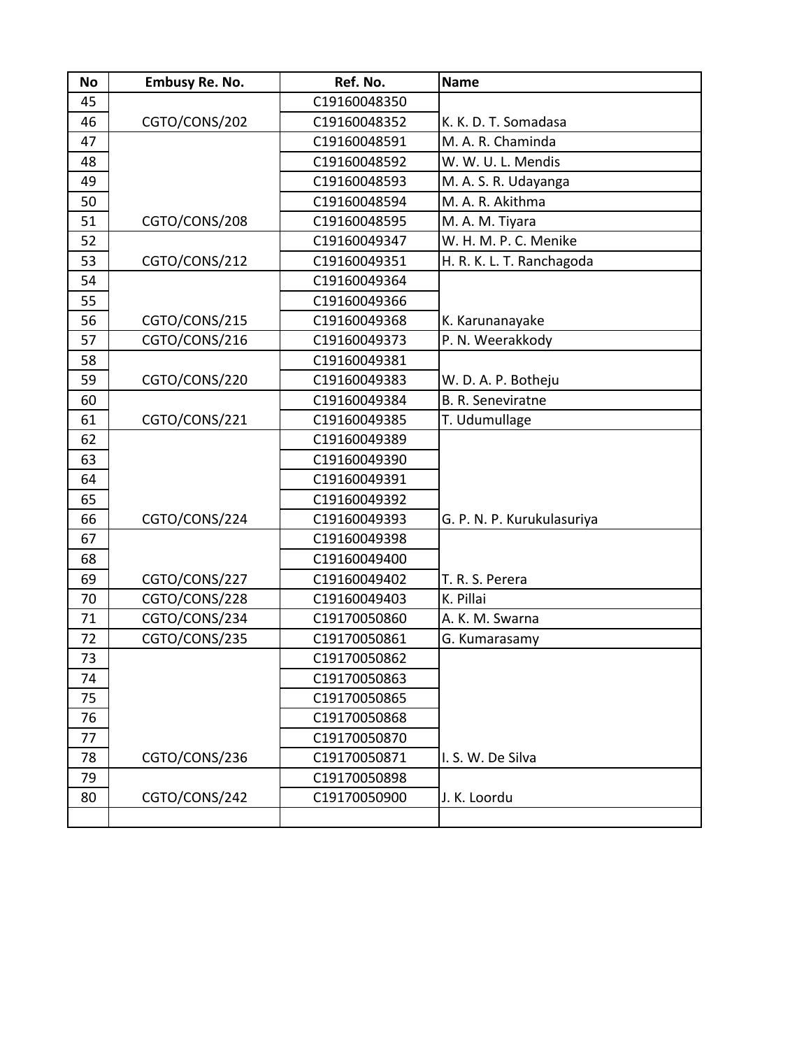| No | Embusy Re. No. | Ref. No. | Name |
| --- | --- | --- | --- |
| 45 | | C19160048350 | |
| 46 | CGTO/CONS/202 | C19160048352 | K. K. D. T. Somadasa |
| 47 | | C19160048591 | M. A. R. Chaminda |
| 48 | | C19160048592 | W. W. U. L. Mendis |
| 49 | | C19160048593 | M. A. S. R. Udayanga |
| 50 | | C19160048594 | M. A. R. Akithma |
| 51 | CGTO/CONS/208 | C19160048595 | M. A. M. Tiyara |
| 52 | | C19160049347 | W. H. M. P. C. Menike |
| 53 | CGTO/CONS/212 | C19160049351 | H. R. K. L. T. Ranchagoda |
| 54 | | C19160049364 | |
| 55 | | C19160049366 | |
| 56 | CGTO/CONS/215 | C19160049368 | K. Karunanayake |
| 57 | CGTO/CONS/216 | C19160049373 | P. N. Weerakkody |
| 58 | | C19160049381 | |
| 59 | CGTO/CONS/220 | C19160049383 | W. D. A. P. Botheju |
| 60 | | C19160049384 | B. R. Seneviratne |
| 61 | CGTO/CONS/221 | C19160049385 | T. Udumullage |
| 62 | | C19160049389 | |
| 63 | | C19160049390 | |
| 64 | | C19160049391 | |
| 65 | | C19160049392 | |
| 66 | CGTO/CONS/224 | C19160049393 | G. P. N. P. Kurukulasuriya |
| 67 | | C19160049398 | |
| 68 | | C19160049400 | |
| 69 | CGTO/CONS/227 | C19160049402 | T. R. S. Perera |
| 70 | CGTO/CONS/228 | C19160049403 | K. Pillai |
| 71 | CGTO/CONS/234 | C19170050860 | A. K. M. Swarna |
| 72 | CGTO/CONS/235 | C19170050861 | G. Kumarasamy |
| 73 | | C19170050862 | |
| 74 | | C19170050863 | |
| 75 | | C19170050865 | |
| 76 | | C19170050868 | |
| 77 | | C19170050870 | |
| 78 | CGTO/CONS/236 | C19170050871 | I. S. W. De Silva |
| 79 | | C19170050898 | |
| 80 | CGTO/CONS/242 | C19170050900 | J. K. Loordu |
| | | | |